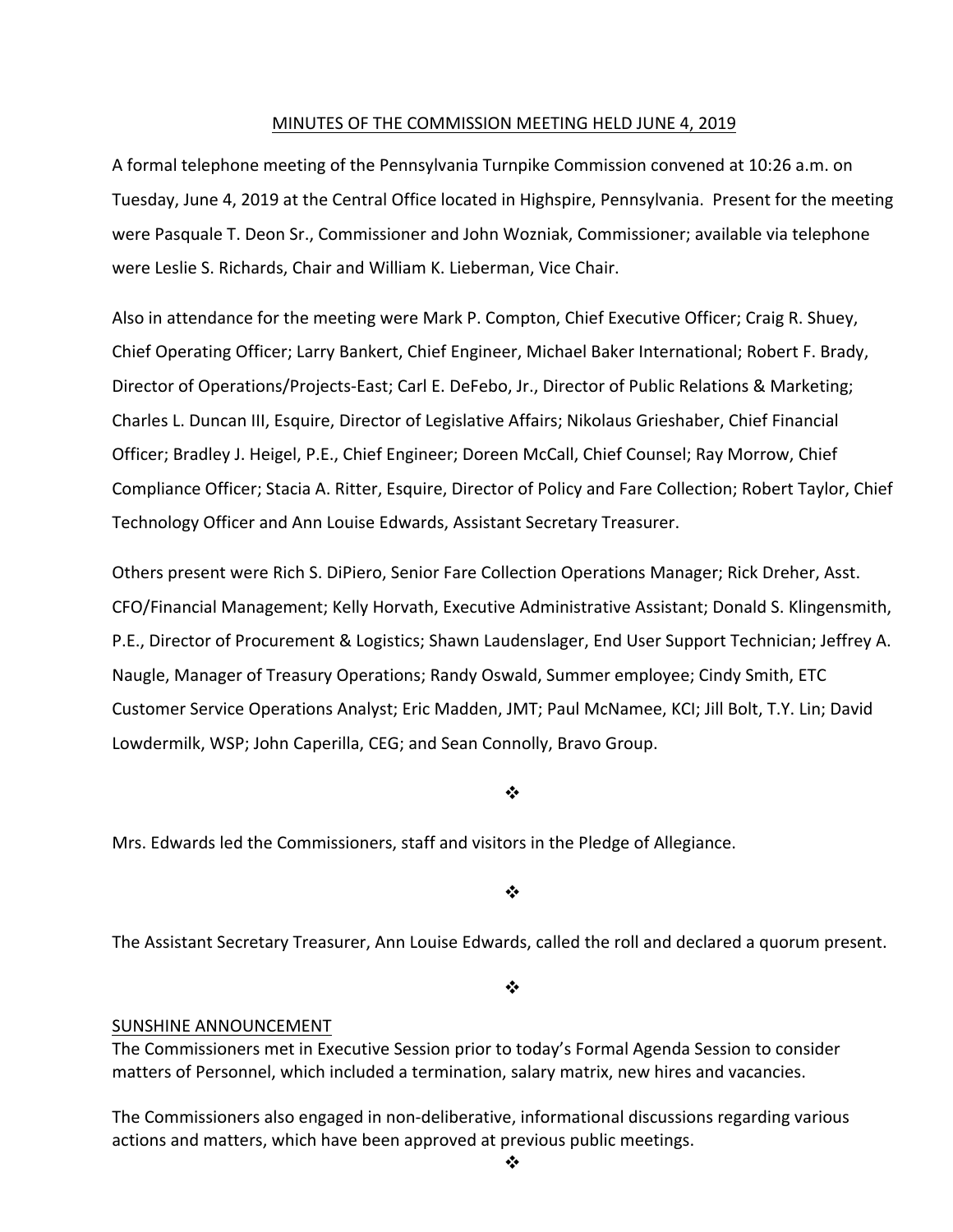# MINUTES OF THE COMMISSION MEETING HELD JUNE 4, 2019

A formal telephone meeting of the Pennsylvania Turnpike Commission convened at 10:26 a.m. on Tuesday, June 4, 2019 at the Central Office located in Highspire, Pennsylvania. Present for the meeting were Pasquale T. Deon Sr., Commissioner and John Wozniak, Commissioner; available via telephone were Leslie S. Richards, Chair and William K. Lieberman, Vice Chair.

Also in attendance for the meeting were Mark P. Compton, Chief Executive Officer; Craig R. Shuey, Chief Operating Officer; Larry Bankert, Chief Engineer, Michael Baker International; Robert F. Brady, Director of Operations/Projects-East; Carl E. DeFebo, Jr., Director of Public Relations & Marketing; Charles L. Duncan III, Esquire, Director of Legislative Affairs; Nikolaus Grieshaber, Chief Financial Officer; Bradley J. Heigel, P.E., Chief Engineer; Doreen McCall, Chief Counsel; Ray Morrow, Chief Compliance Officer; Stacia A. Ritter, Esquire, Director of Policy and Fare Collection; Robert Taylor, Chief Technology Officer and Ann Louise Edwards, Assistant Secretary Treasurer.

Others present were Rich S. DiPiero, Senior Fare Collection Operations Manager; Rick Dreher, Asst. CFO/Financial Management; Kelly Horvath, Executive Administrative Assistant; Donald S. Klingensmith, P.E., Director of Procurement & Logistics; Shawn Laudenslager, End User Support Technician; Jeffrey A. Naugle, Manager of Treasury Operations; Randy Oswald, Summer employee; Cindy Smith, ETC Customer Service Operations Analyst; Eric Madden, JMT; Paul McNamee, KCI; Jill Bolt, T.Y. Lin; David Lowdermilk, WSP; John Caperilla, CEG; and Sean Connolly, Bravo Group.

❖

Mrs. Edwards led the Commissioners, staff and visitors in the Pledge of Allegiance.

❖

The Assistant Secretary Treasurer, Ann Louise Edwards, called the roll and declared a quorum present.

❖

## SUNSHINE ANNOUNCEMENT

The Commissioners met in Executive Session prior to today's Formal Agenda Session to consider matters of Personnel, which included a termination, salary matrix, new hires and vacancies.

The Commissioners also engaged in non-deliberative, informational discussions regarding various actions and matters, which have been approved at previous public meetings.

❖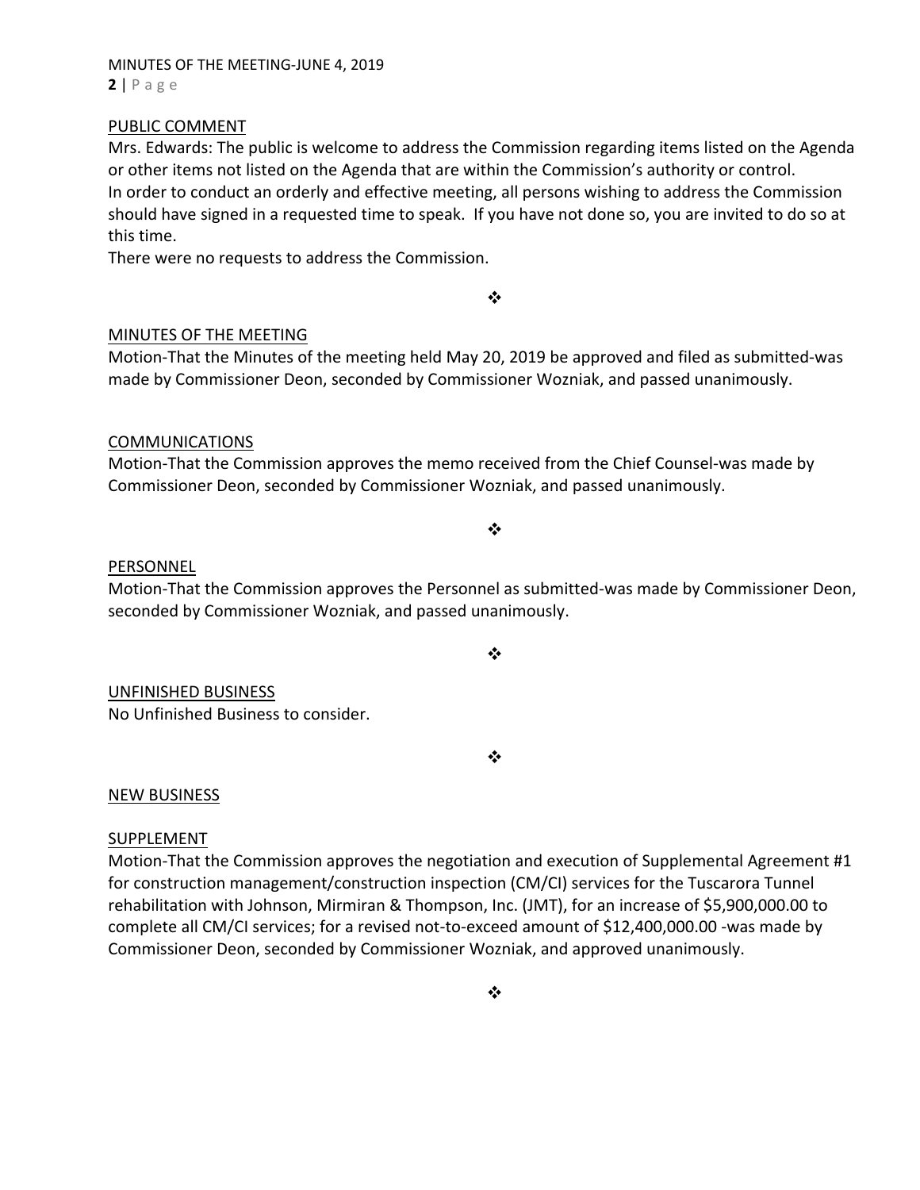## PUBLIC COMMENT

Mrs. Edwards: The public is welcome to address the Commission regarding items listed on the Agenda or other items not listed on the Agenda that are within the Commission's authority or control. In order to conduct an orderly and effective meeting, all persons wishing to address the Commission should have signed in a requested time to speak. If you have not done so, you are invited to do so at this time.

There were no requests to address the Commission.

❖

## MINUTES OF THE MEETING

Motion-That the Minutes of the meeting held May 20, 2019 be approved and filed as submitted-was made by Commissioner Deon, seconded by Commissioner Wozniak, and passed unanimously.

## COMMUNICATIONS

Motion-That the Commission approves the memo received from the Chief Counsel-was made by Commissioner Deon, seconded by Commissioner Wozniak, and passed unanimously.

❖

## PERSONNEL

Motion-That the Commission approves the Personnel as submitted-was made by Commissioner Deon, seconded by Commissioner Wozniak, and passed unanimously.

❖

## UNFINISHED BUSINESS

No Unfinished Business to consider.

❖

## NEW BUSINESS

### SUPPLEMENT

Motion-That the Commission approves the negotiation and execution of Supplemental Agreement #1 for construction management/construction inspection (CM/CI) services for the Tuscarora Tunnel rehabilitation with Johnson, Mirmiran & Thompson, Inc. (JMT), for an increase of $5,900,000.00 to complete all CM/CI services; for a revised not-to-exceed amount of $12,400,000.00 -was made by Commissioner Deon, seconded by Commissioner Wozniak, and approved unanimously.

❖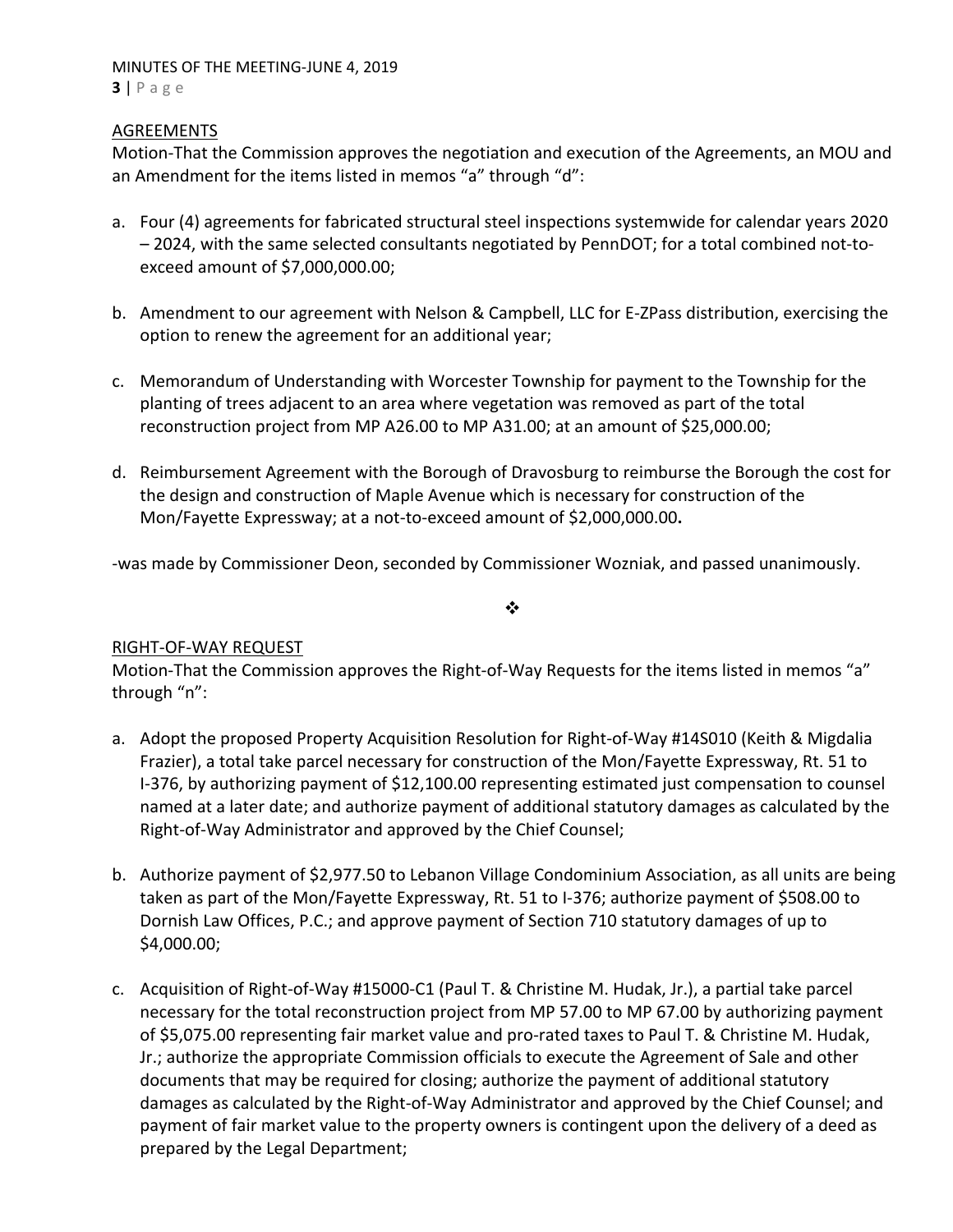## AGREEMENTS

Motion-That the Commission approves the negotiation and execution of the Agreements, an MOU and an Amendment for the items listed in memos "a" through "d":

a. Four (4) agreements for fabricated structural steel inspections systemwide for calendar years 2020 – 2024, with the same selected consultants negotiated by PennDOT; for a total combined not-to-exceed amount of $7,000,000.00;

b. Amendment to our agreement with Nelson & Campbell, LLC for E-ZPass distribution, exercising the option to renew the agreement for an additional year;

c. Memorandum of Understanding with Worcester Township for payment to the Township for the planting of trees adjacent to an area where vegetation was removed as part of the total reconstruction project from MP A26.00 to MP A31.00; at an amount of $25,000.00;

d. Reimbursement Agreement with the Borough of Dravosburg to reimburse the Borough the cost for the design and construction of Maple Avenue which is necessary for construction of the Mon/Fayette Expressway; at a not-to-exceed amount of $2,000,000.00**.**

-was made by Commissioner Deon, seconded by Commissioner Wozniak, and passed unanimously.

❖

## RIGHT-OF-WAY REQUEST

Motion-That the Commission approves the Right-of-Way Requests for the items listed in memos "a" through "n":

a. Adopt the proposed Property Acquisition Resolution for Right-of-Way #14S010 (Keith & Migdalia Frazier), a total take parcel necessary for construction of the Mon/Fayette Expressway, Rt. 51 to I-376, by authorizing payment of $12,100.00 representing estimated just compensation to counsel named at a later date; and authorize payment of additional statutory damages as calculated by the Right-of-Way Administrator and approved by the Chief Counsel;

b. Authorize payment of $2,977.50 to Lebanon Village Condominium Association, as all units are being taken as part of the Mon/Fayette Expressway, Rt. 51 to I-376; authorize payment of $508.00 to Dornish Law Offices, P.C.; and approve payment of Section 710 statutory damages of up to $4,000.00;

c. Acquisition of Right-of-Way #15000-C1 (Paul T. & Christine M. Hudak, Jr.), a partial take parcel necessary for the total reconstruction project from MP 57.00 to MP 67.00 by authorizing payment of $5,075.00 representing fair market value and pro-rated taxes to Paul T. & Christine M. Hudak, Jr.; authorize the appropriate Commission officials to execute the Agreement of Sale and other documents that may be required for closing; authorize the payment of additional statutory damages as calculated by the Right-of-Way Administrator and approved by the Chief Counsel; and payment of fair market value to the property owners is contingent upon the delivery of a deed as prepared by the Legal Department;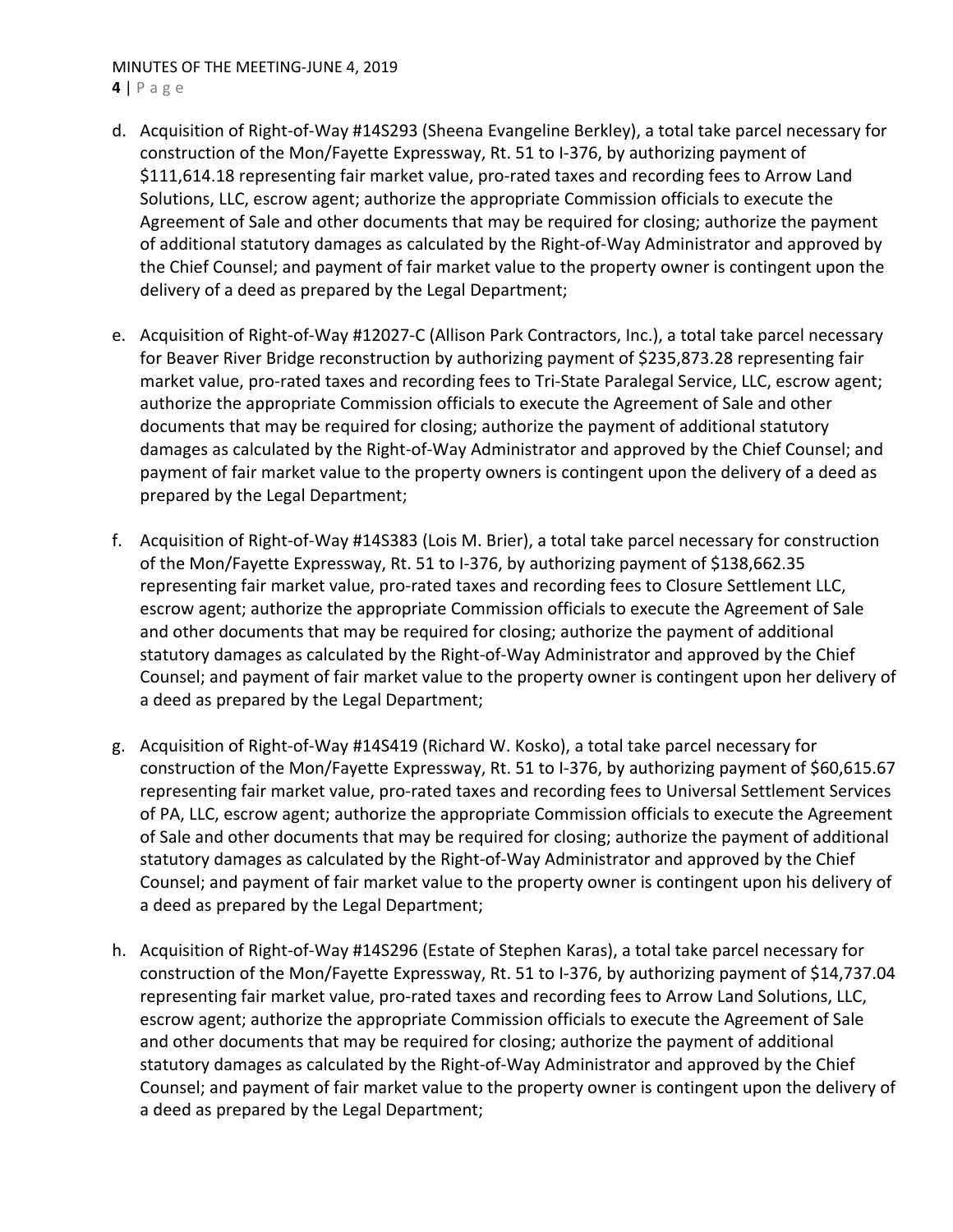d. Acquisition of Right-of-Way #14S293 (Sheena Evangeline Berkley), a total take parcel necessary for construction of the Mon/Fayette Expressway, Rt. 51 to I-376, by authorizing payment of $111,614.18 representing fair market value, pro-rated taxes and recording fees to Arrow Land Solutions, LLC, escrow agent; authorize the appropriate Commission officials to execute the Agreement of Sale and other documents that may be required for closing; authorize the payment of additional statutory damages as calculated by the Right-of-Way Administrator and approved by the Chief Counsel; and payment of fair market value to the property owner is contingent upon the delivery of a deed as prepared by the Legal Department;

e. Acquisition of Right-of-Way #12027-C (Allison Park Contractors, Inc.), a total take parcel necessary for Beaver River Bridge reconstruction by authorizing payment of $235,873.28 representing fair market value, pro-rated taxes and recording fees to Tri-State Paralegal Service, LLC, escrow agent; authorize the appropriate Commission officials to execute the Agreement of Sale and other documents that may be required for closing; authorize the payment of additional statutory damages as calculated by the Right-of-Way Administrator and approved by the Chief Counsel; and payment of fair market value to the property owners is contingent upon the delivery of a deed as prepared by the Legal Department;

f. Acquisition of Right-of-Way #14S383 (Lois M. Brier), a total take parcel necessary for construction of the Mon/Fayette Expressway, Rt. 51 to I-376, by authorizing payment of $138,662.35 representing fair market value, pro-rated taxes and recording fees to Closure Settlement LLC, escrow agent; authorize the appropriate Commission officials to execute the Agreement of Sale and other documents that may be required for closing; authorize the payment of additional statutory damages as calculated by the Right-of-Way Administrator and approved by the Chief Counsel; and payment of fair market value to the property owner is contingent upon her delivery of a deed as prepared by the Legal Department;

g. Acquisition of Right-of-Way #14S419 (Richard W. Kosko), a total take parcel necessary for construction of the Mon/Fayette Expressway, Rt. 51 to I-376, by authorizing payment of $60,615.67 representing fair market value, pro-rated taxes and recording fees to Universal Settlement Services of PA, LLC, escrow agent; authorize the appropriate Commission officials to execute the Agreement of Sale and other documents that may be required for closing; authorize the payment of additional statutory damages as calculated by the Right-of-Way Administrator and approved by the Chief Counsel; and payment of fair market value to the property owner is contingent upon his delivery of a deed as prepared by the Legal Department;

h. Acquisition of Right-of-Way #14S296 (Estate of Stephen Karas), a total take parcel necessary for construction of the Mon/Fayette Expressway, Rt. 51 to I-376, by authorizing payment of $14,737.04 representing fair market value, pro-rated taxes and recording fees to Arrow Land Solutions, LLC, escrow agent; authorize the appropriate Commission officials to execute the Agreement of Sale and other documents that may be required for closing; authorize the payment of additional statutory damages as calculated by the Right-of-Way Administrator and approved by the Chief Counsel; and payment of fair market value to the property owner is contingent upon the delivery of a deed as prepared by the Legal Department;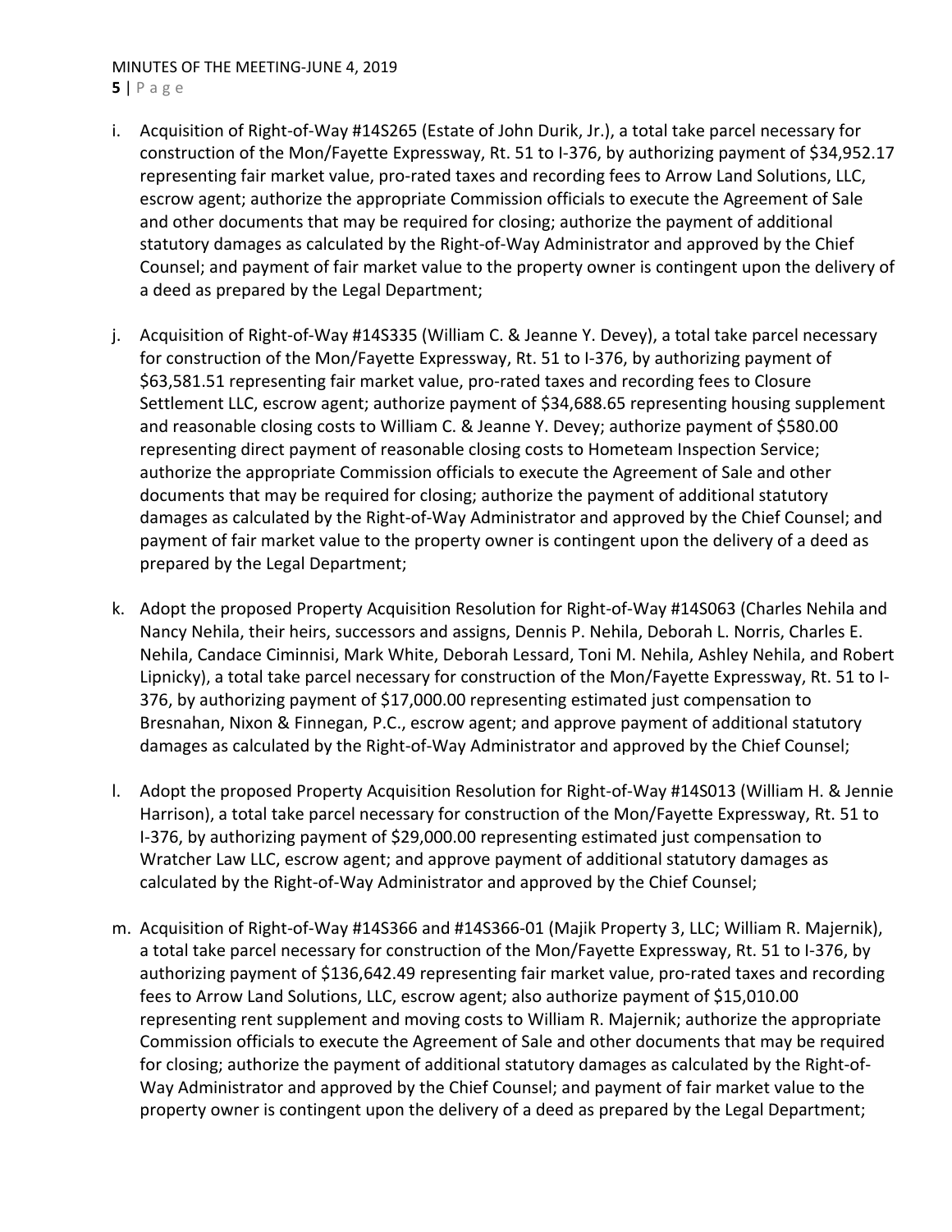i. Acquisition of Right-of-Way #14S265 (Estate of John Durik, Jr.), a total take parcel necessary for construction of the Mon/Fayette Expressway, Rt. 51 to I-376, by authorizing payment of $34,952.17 representing fair market value, pro-rated taxes and recording fees to Arrow Land Solutions, LLC, escrow agent; authorize the appropriate Commission officials to execute the Agreement of Sale and other documents that may be required for closing; authorize the payment of additional statutory damages as calculated by the Right-of-Way Administrator and approved by the Chief Counsel; and payment of fair market value to the property owner is contingent upon the delivery of a deed as prepared by the Legal Department;

j. Acquisition of Right-of-Way #14S335 (William C. & Jeanne Y. Devey), a total take parcel necessary for construction of the Mon/Fayette Expressway, Rt. 51 to I-376, by authorizing payment of $63,581.51 representing fair market value, pro-rated taxes and recording fees to Closure Settlement LLC, escrow agent; authorize payment of $34,688.65 representing housing supplement and reasonable closing costs to William C. & Jeanne Y. Devey; authorize payment of $580.00 representing direct payment of reasonable closing costs to Hometeam Inspection Service; authorize the appropriate Commission officials to execute the Agreement of Sale and other documents that may be required for closing; authorize the payment of additional statutory damages as calculated by the Right-of-Way Administrator and approved by the Chief Counsel; and payment of fair market value to the property owner is contingent upon the delivery of a deed as prepared by the Legal Department;

k. Adopt the proposed Property Acquisition Resolution for Right-of-Way #14S063 (Charles Nehila and Nancy Nehila, their heirs, successors and assigns, Dennis P. Nehila, Deborah L. Norris, Charles E. Nehila, Candace Ciminnisi, Mark White, Deborah Lessard, Toni M. Nehila, Ashley Nehila, and Robert Lipnicky), a total take parcel necessary for construction of the Mon/Fayette Expressway, Rt. 51 to I-376, by authorizing payment of $17,000.00 representing estimated just compensation to Bresnahan, Nixon & Finnegan, P.C., escrow agent; and approve payment of additional statutory damages as calculated by the Right-of-Way Administrator and approved by the Chief Counsel;

l. Adopt the proposed Property Acquisition Resolution for Right-of-Way #14S013 (William H. & Jennie Harrison), a total take parcel necessary for construction of the Mon/Fayette Expressway, Rt. 51 to I-376, by authorizing payment of $29,000.00 representing estimated just compensation to Wratcher Law LLC, escrow agent; and approve payment of additional statutory damages as calculated by the Right-of-Way Administrator and approved by the Chief Counsel;

m. Acquisition of Right-of-Way #14S366 and #14S366-01 (Majik Property 3, LLC; William R. Majernik), a total take parcel necessary for construction of the Mon/Fayette Expressway, Rt. 51 to I-376, by authorizing payment of $136,642.49 representing fair market value, pro-rated taxes and recording fees to Arrow Land Solutions, LLC, escrow agent; also authorize payment of $15,010.00 representing rent supplement and moving costs to William R. Majernik; authorize the appropriate Commission officials to execute the Agreement of Sale and other documents that may be required for closing; authorize the payment of additional statutory damages as calculated by the Right-of-Way Administrator and approved by the Chief Counsel; and payment of fair market value to the property owner is contingent upon the delivery of a deed as prepared by the Legal Department;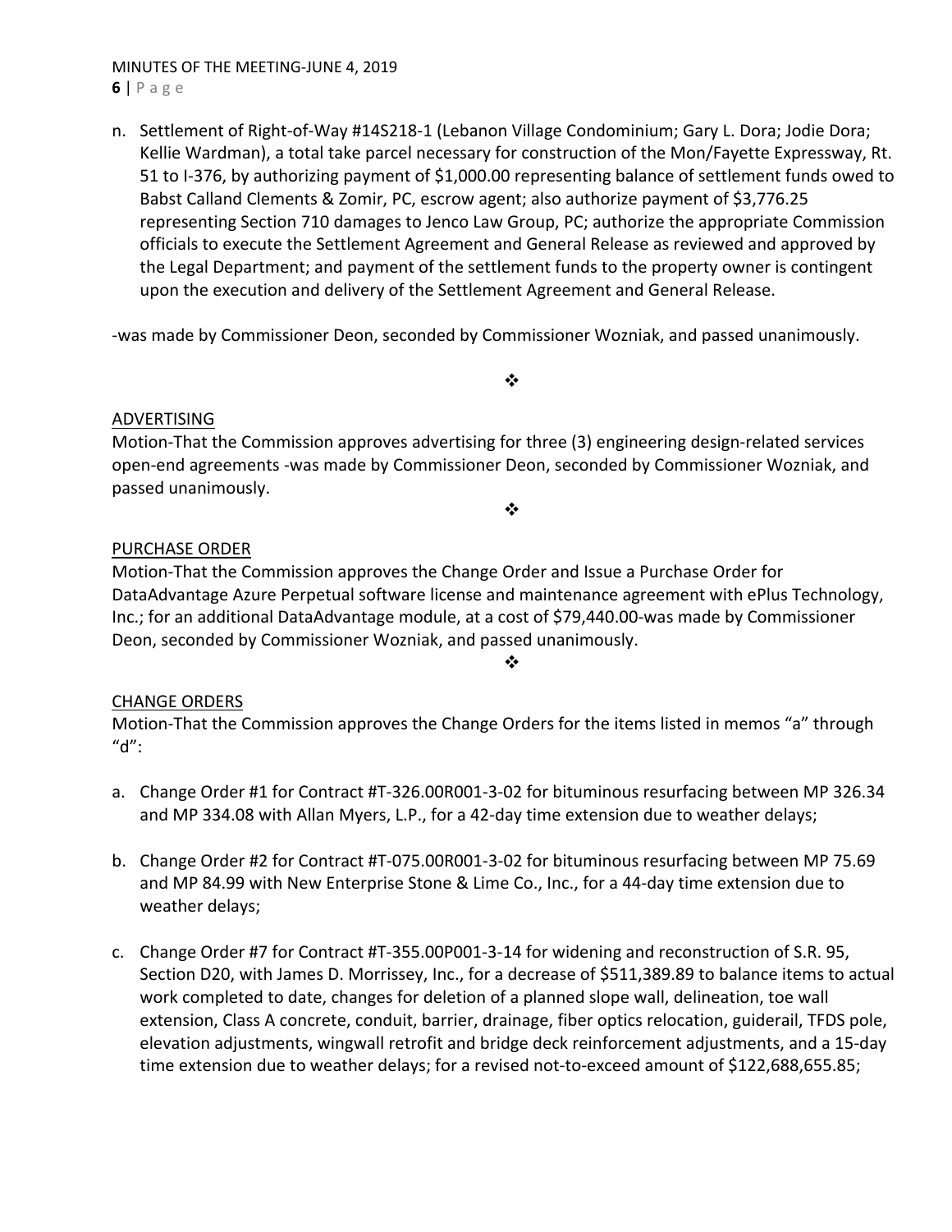n. Settlement of Right-of-Way #14S218-1 (Lebanon Village Condominium; Gary L. Dora; Jodie Dora; Kellie Wardman), a total take parcel necessary for construction of the Mon/Fayette Expressway, Rt. 51 to I-376, by authorizing payment of $1,000.00 representing balance of settlement funds owed to Babst Calland Clements & Zomir, PC, escrow agent; also authorize payment of $3,776.25 representing Section 710 damages to Jenco Law Group, PC; authorize the appropriate Commission officials to execute the Settlement Agreement and General Release as reviewed and approved by the Legal Department; and payment of the settlement funds to the property owner is contingent upon the execution and delivery of the Settlement Agreement and General Release.

-was made by Commissioner Deon, seconded by Commissioner Wozniak, and passed unanimously.

❖

ADVERTISING

Motion-That the Commission approves advertising for three (3) engineering design-related services open-end agreements -was made by Commissioner Deon, seconded by Commissioner Wozniak, and passed unanimously.

❖

PURCHASE ORDER

Motion-That the Commission approves the Change Order and Issue a Purchase Order for DataAdvantage Azure Perpetual software license and maintenance agreement with ePlus Technology, Inc.; for an additional DataAdvantage module, at a cost of $79,440.00-was made by Commissioner Deon, seconded by Commissioner Wozniak, and passed unanimously.

❖

CHANGE ORDERS

Motion-That the Commission approves the Change Orders for the items listed in memos "a" through "d":

a. Change Order #1 for Contract #T-326.00R001-3-02 for bituminous resurfacing between MP 326.34 and MP 334.08 with Allan Myers, L.P., for a 42-day time extension due to weather delays;

b. Change Order #2 for Contract #T-075.00R001-3-02 for bituminous resurfacing between MP 75.69 and MP 84.99 with New Enterprise Stone & Lime Co., Inc., for a 44-day time extension due to weather delays;

c. Change Order #7 for Contract #T-355.00P001-3-14 for widening and reconstruction of S.R. 95, Section D20, with James D. Morrissey, Inc., for a decrease of $511,389.89 to balance items to actual work completed to date, changes for deletion of a planned slope wall, delineation, toe wall extension, Class A concrete, conduit, barrier, drainage, fiber optics relocation, guiderail, TFDS pole, elevation adjustments, wingwall retrofit and bridge deck reinforcement adjustments, and a 15-day time extension due to weather delays; for a revised not-to-exceed amount of $122,688,655.85;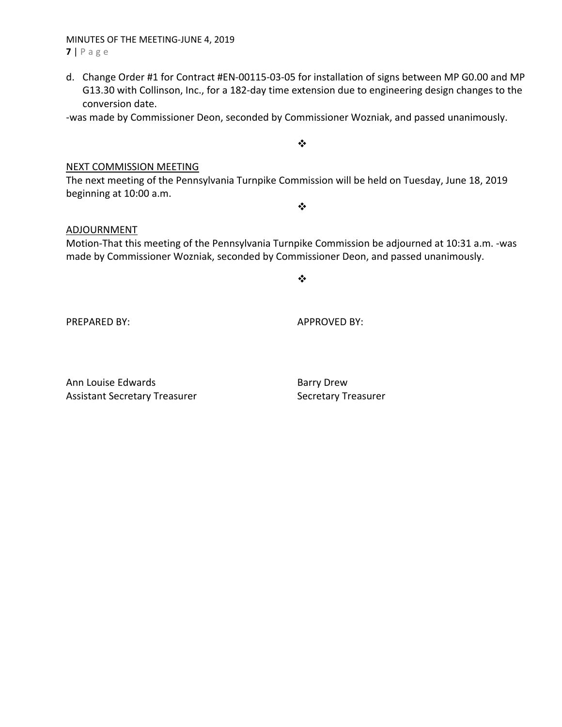d. Change Order #1 for Contract #EN-00115-03-05 for installation of signs between MP G0.00 and MP G13.30 with Collinson, Inc., for a 182-day time extension due to engineering design changes to the conversion date.

-was made by Commissioner Deon, seconded by Commissioner Wozniak, and passed unanimously.

❖

NEXT COMMISSION MEETING

The next meeting of the Pennsylvania Turnpike Commission will be held on Tuesday, June 18, 2019 beginning at 10:00 a.m.

❖

ADJOURNMENT

Motion-That this meeting of the Pennsylvania Turnpike Commission be adjourned at 10:31 a.m. -was made by Commissioner Wozniak, seconded by Commissioner Deon, and passed unanimously.

❖

| | |
|---|---|
| PREPARED BY: | APPROVED BY: |
| Ann Louise Edwards | Barry Drew |
| Assistant Secretary Treasurer | Secretary Treasurer |